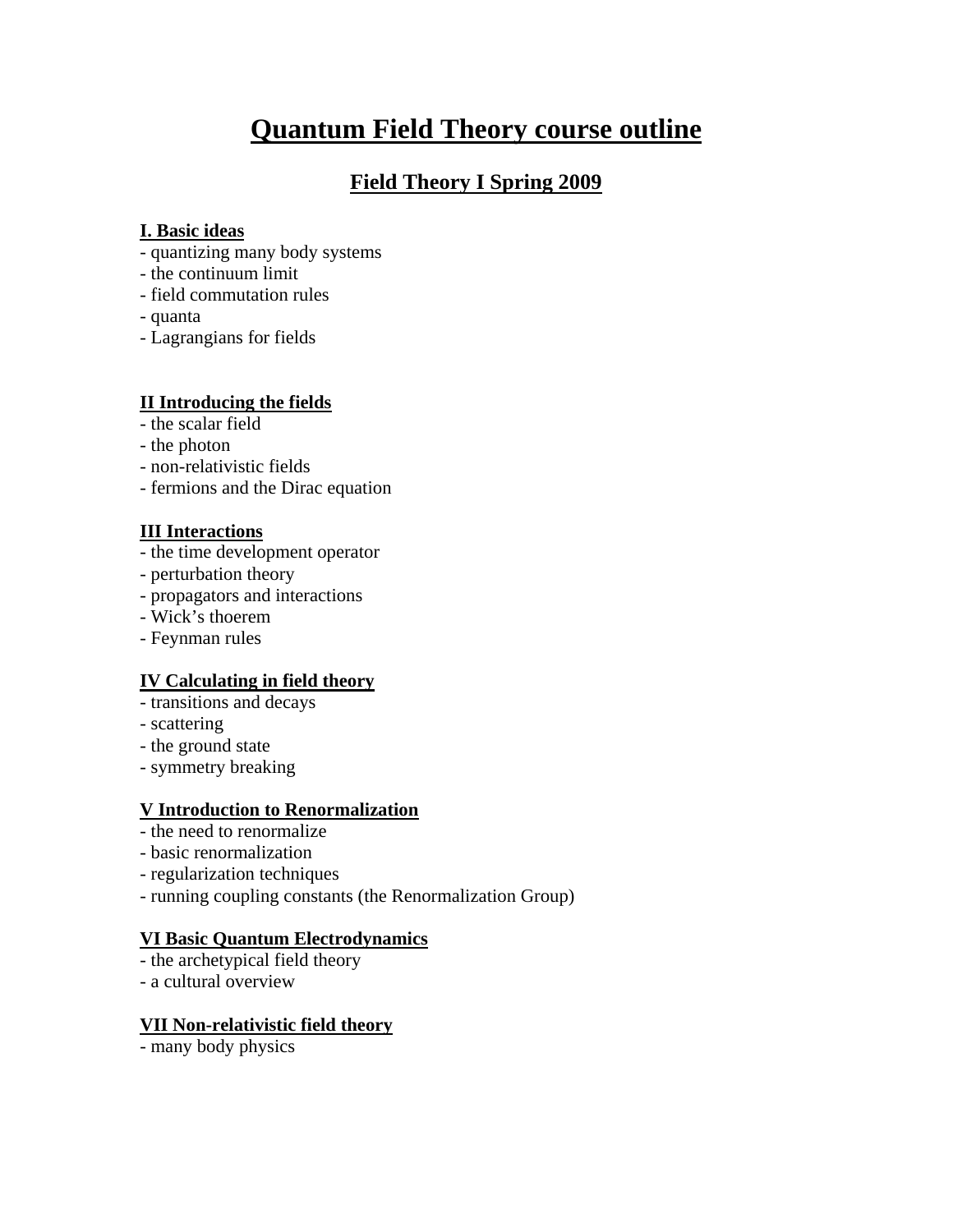# Quantum Field Theory course outline

## Field Theory I Spring 2009

### I. Basic ideas

- quantizing many body systems
- the continuum limit
- field commutation rules
- quanta
- Lagrangians for fields

### II Introducing the fields

- the scalar field
- the photon
- non-relativistic fields
- fermions and the Dirac equation

### III Interactions

- the time development operator
- perturbation theory
- propagators and interactions
- Wick's thoerem
- Feynman rules

### IV Calculating in field theory

- transitions and decays
- scattering
- the ground state
- symmetry breaking

### V Introduction to Renormalization

- the need to renormalize
- basic renormalization
- regularization techniques
- running coupling constants (the Renormalization Group)

### VI Basic Quantum Electrodynamics

- the archetypical field theory
- a cultural overview

### VII Non-relativistic field theory

- many body physics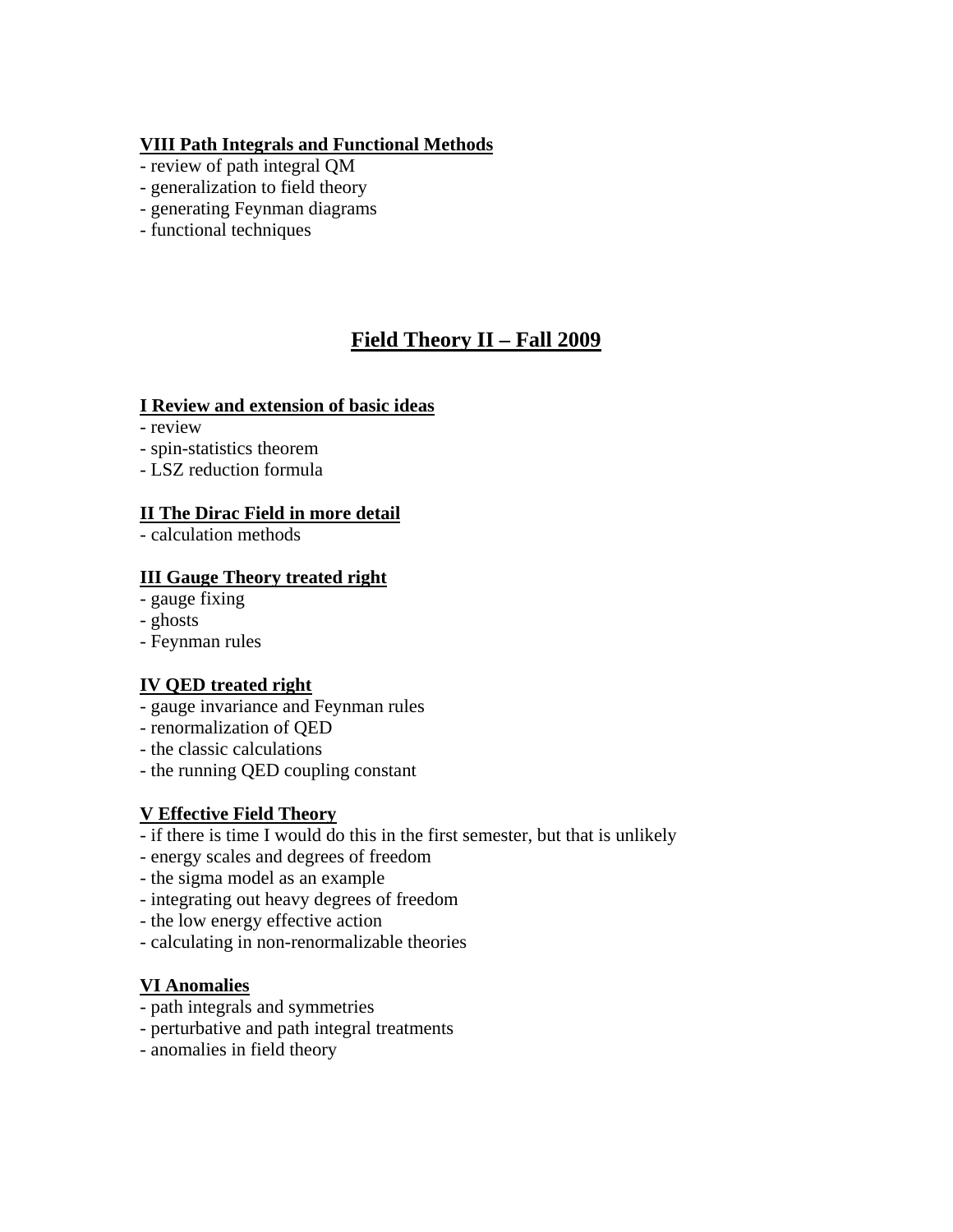### VIII Path Integrals and Functional Methods
- review of path integral QM
- generalization to field theory
- generating Feynman diagrams
- functional techniques

## Field Theory II – Fall 2009

### I Review and extension of basic ideas
- review
- spin-statistics theorem
- LSZ reduction formula

### II The Dirac Field in more detail
- calculation methods

### III Gauge Theory treated right
- gauge fixing
- ghosts
- Feynman rules

### IV QED treated right
- gauge invariance and Feynman rules
- renormalization of QED
- the classic calculations
- the running QED coupling constant

### V Effective Field Theory
- if there is time I would do this in the first semester, but that is unlikely
- energy scales and degrees of freedom
- the sigma model as an example
- integrating out heavy degrees of freedom
- the low energy effective action
- calculating in non-renormalizable theories

### VI Anomalies
- path integrals and symmetries
- perturbative and path integral treatments
- anomalies in field theory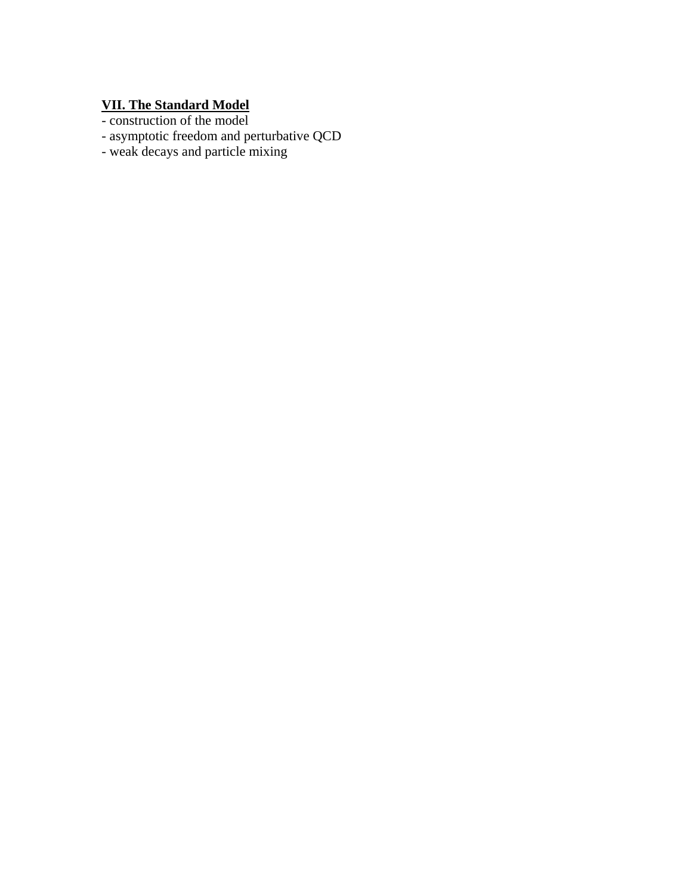## VII. The Standard Model

- construction of the model
- asymptotic freedom and perturbative QCD
- weak decays and particle mixing